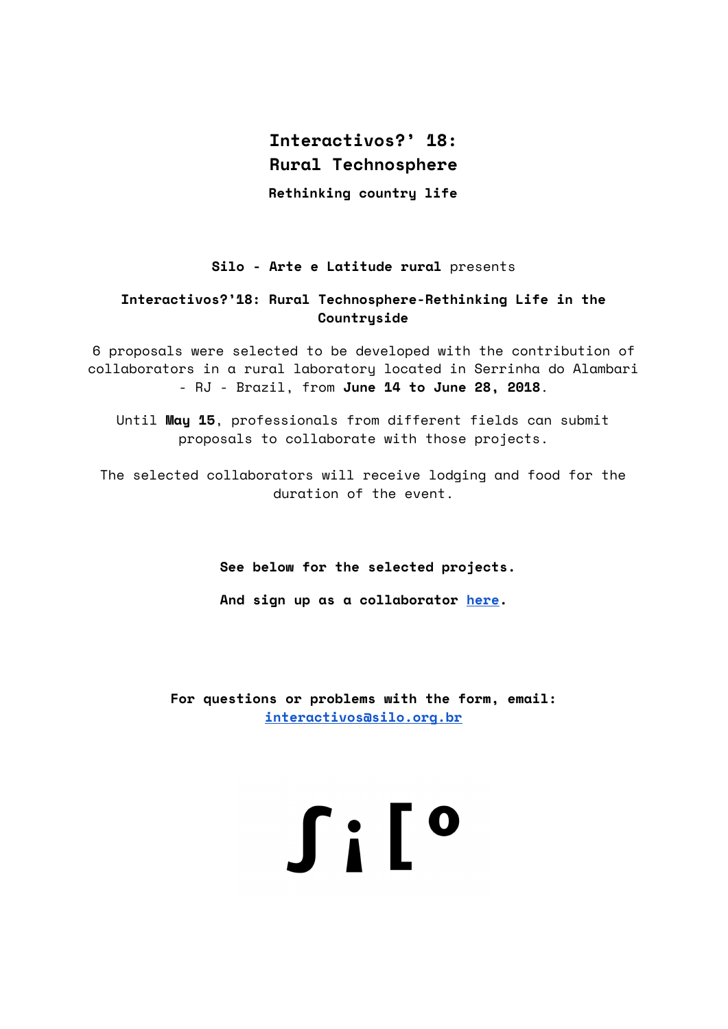# Interactivos?' 18:
# Rural Technosphere

**Rethinking country life**

**Silo - Arte e Latitude rural** presents

**Interactivos?'18: Rural Technosphere-Rethinking Life in the Countryside**

6 proposals were selected to be developed with the contribution of collaborators in a rural laboratory located in Serrinha do Alambari - RJ - Brazil, from **June 14 to June 28, 2018**.

Until **May 15**, professionals from different fields can submit proposals to collaborate with those projects.

The selected collaborators will receive lodging and food for the duration of the event.

**See below for the selected projects.**

**And sign up as a collaborator here.**

**For questions or problems with the form, email:**
**interactivos@silo.org.br**

Silo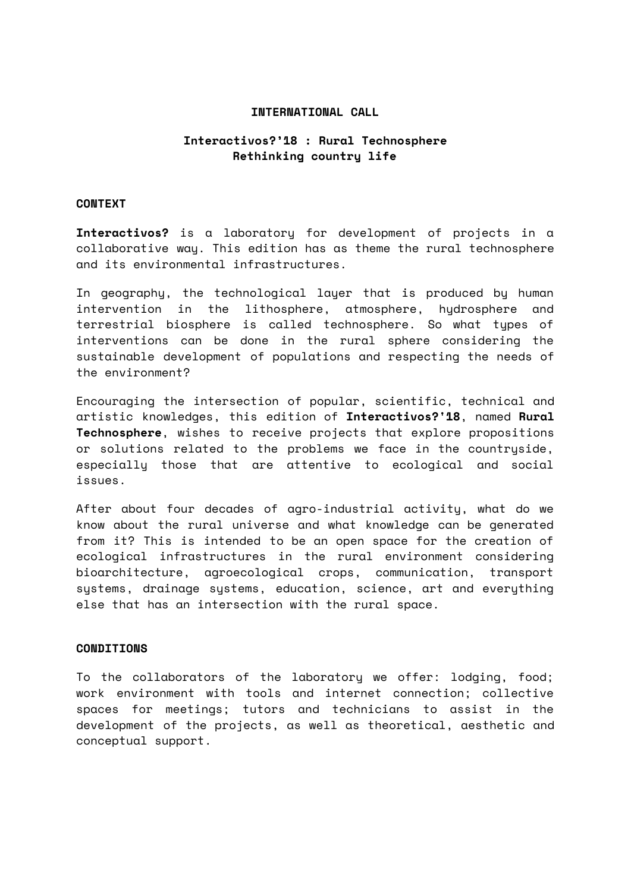**INTERNATIONAL CALL**

## Interactivos?'18 : Rural Technosphere
## Rethinking country life

### CONTEXT

**Interactivos?** is a laboratory for development of projects in a collaborative way. This edition has as theme the rural technosphere and its environmental infrastructures.

In geography, the technological layer that is produced by human intervention in the lithosphere, atmosphere, hydrosphere and terrestrial biosphere is called technosphere. So what types of interventions can be done in the rural sphere considering the sustainable development of populations and respecting the needs of the environment?

Encouraging the intersection of popular, scientific, technical and artistic knowledges, this edition of **Interactivos?'18**, named **Rural Technosphere**, wishes to receive projects that explore propositions or solutions related to the problems we face in the countryside, especially those that are attentive to ecological and social issues.

After about four decades of agro-industrial activity, what do we know about the rural universe and what knowledge can be generated from it? This is intended to be an open space for the creation of ecological infrastructures in the rural environment considering bioarchitecture, agroecological crops, communication, transport systems, drainage systems, education, science, art and everything else that has an intersection with the rural space.

### CONDITIONS

To the collaborators of the laboratory we offer: lodging, food; work environment with tools and internet connection; collective spaces for meetings; tutors and technicians to assist in the development of the projects, as well as theoretical, aesthetic and conceptual support.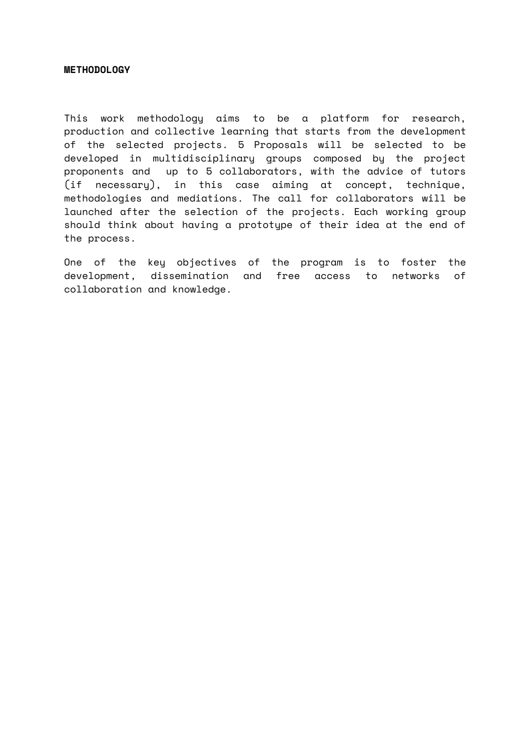**METHODOLOGY**

This work methodology aims to be a platform for research, production and collective learning that starts from the development of the selected projects. 5 Proposals will be selected to be developed in multidisciplinary groups composed by the project proponents and up to 5 collaborators, with the advice of tutors (if necessary), in this case aiming at concept, technique, methodologies and mediations. The call for collaborators will be launched after the selection of the projects. Each working group should think about having a prototype of their idea at the end of the process.

One of the key objectives of the program is to foster the development, dissemination and free access to networks of collaboration and knowledge.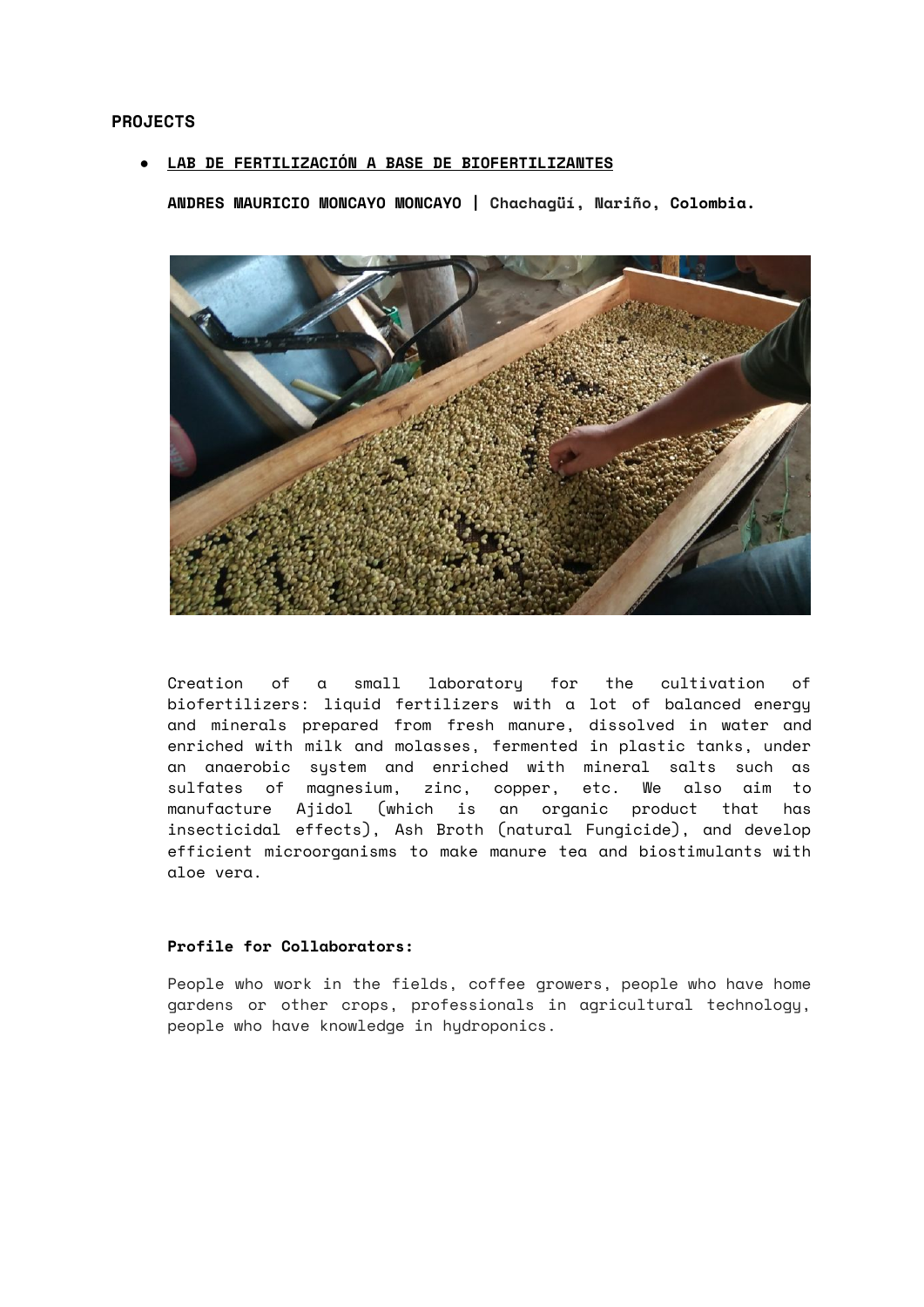**PROJECTS**

- **<u>LAB DE FERTILIZACIÓN A BASE DE BIOFERTILIZANTES</u>**

  **ANDRES MAURICIO MONCAYO MONCAYO | Chachagüí, Nariño, Colombia.**

  Creation of a small laboratory for the cultivation of biofertilizers: liquid fertilizers with a lot of balanced energy and minerals prepared from fresh manure, dissolved in water and enriched with milk and molasses, fermented in plastic tanks, under an anaerobic system and enriched with mineral salts such as sulfates of magnesium, zinc, copper, etc. We also aim to manufacture Ajidol (which is an organic product that has insecticidal effects), Ash Broth (natural Fungicide), and develop efficient microorganisms to make manure tea and biostimulants with aloe vera.

  **Profile for Collaborators:**

  People who work in the fields, coffee growers, people who have home gardens or other crops, professionals in agricultural technology, people who have knowledge in hydroponics.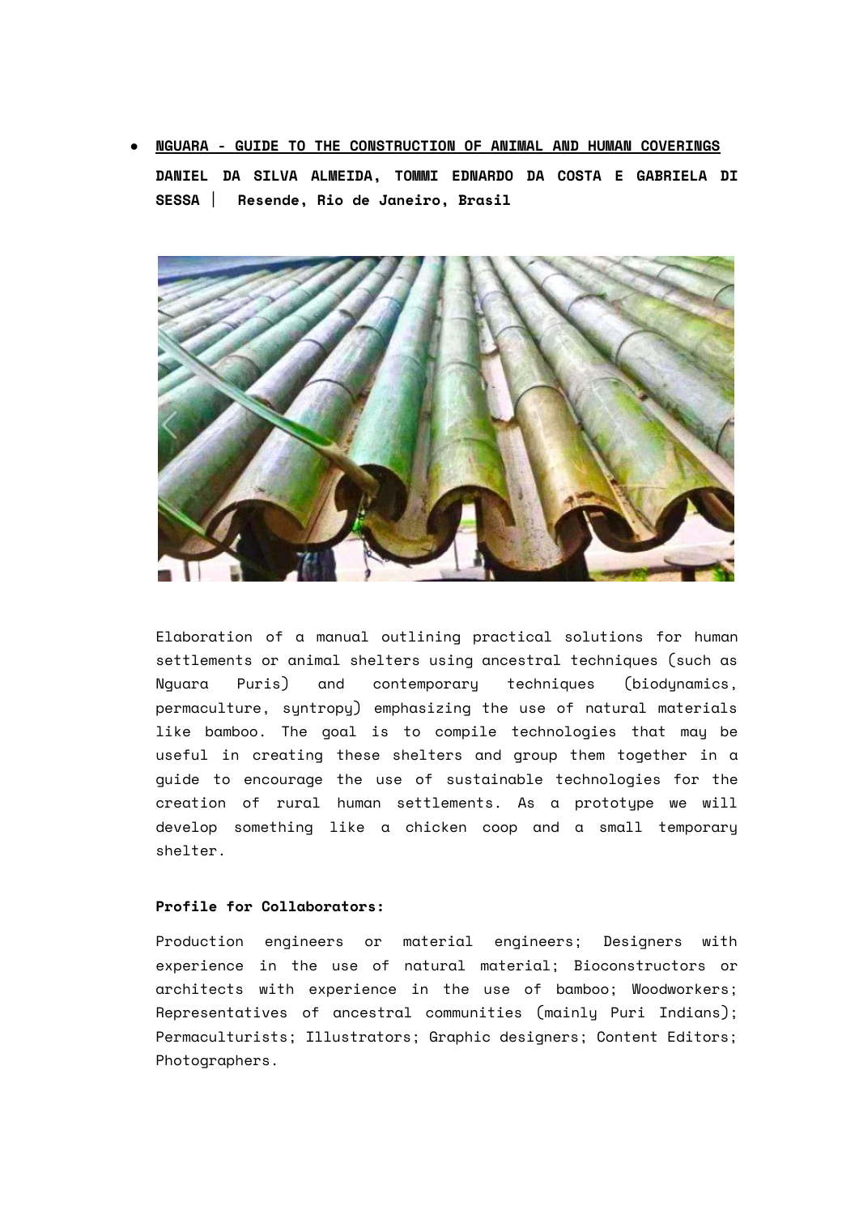- **NGUARA - GUIDE TO THE CONSTRUCTION OF ANIMAL AND HUMAN COVERINGS**

**DANIEL DA SILVA ALMEIDA, TOMMI EDNARDO DA COSTA E GABRIELA DI SESSA | Resende, Rio de Janeiro, Brasil**

Elaboration of a manual outlining practical solutions for human settlements or animal shelters using ancestral techniques (such as Nguara Puris) and contemporary techniques (biodynamics, permaculture, syntropy) emphasizing the use of natural materials like bamboo. The goal is to compile technologies that may be useful in creating these shelters and group them together in a guide to encourage the use of sustainable technologies for the creation of rural human settlements. As a prototype we will develop something like a chicken coop and a small temporary shelter.

**Profile for Collaborators:**

Production engineers or material engineers; Designers with experience in the use of natural material; Bioconstructors or architects with experience in the use of bamboo; Woodworkers; Representatives of ancestral communities (mainly Puri Indians); Permaculturists; Illustrators; Graphic designers; Content Editors; Photographers.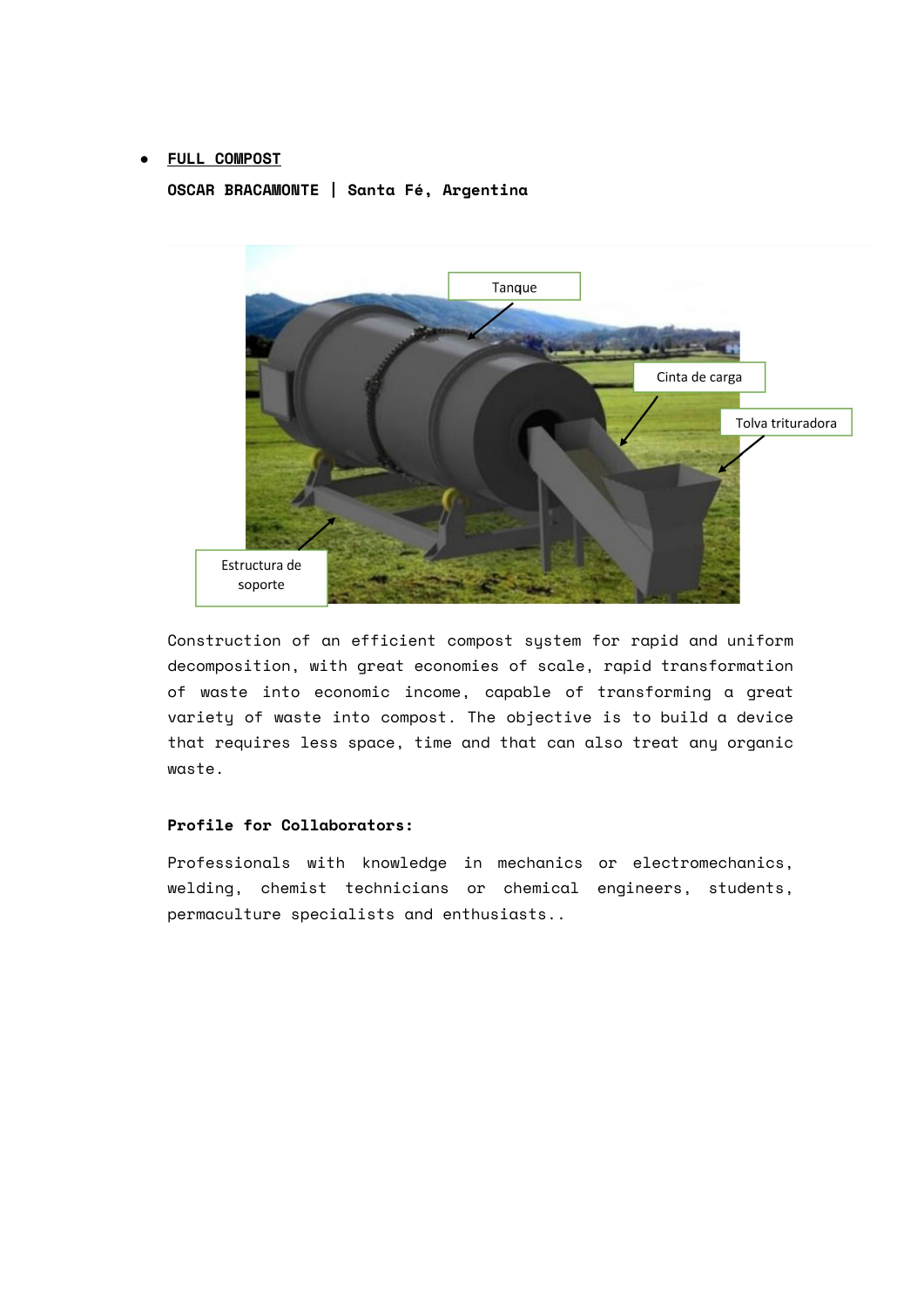- **FULL COMPOST**

  **OSCAR BRACAMONTE | Santa Fé, Argentina**

  Tanque

  Cinta de carga

  Tolva trituradora

  Estructura de soporte

  Construction of an efficient compost system for rapid and uniform decomposition, with great economies of scale, rapid transformation of waste into economic income, capable of transforming a great variety of waste into compost. The objective is to build a device that requires less space, time and that can also treat any organic waste.

  **Profile for Collaborators:**

  Professionals with knowledge in mechanics or electromechanics, welding, chemist technicians or chemical engineers, students, permaculture specialists and enthusiasts..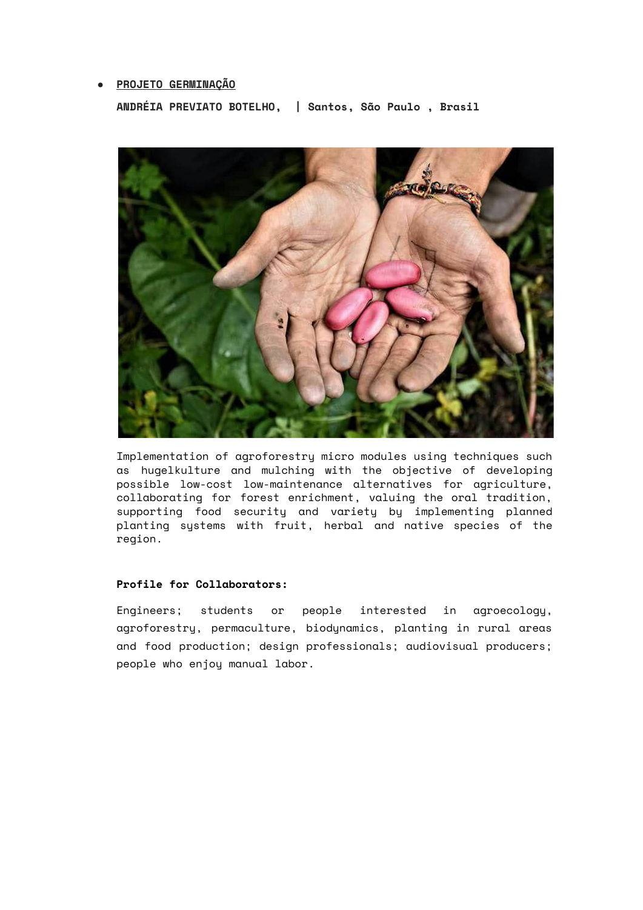- **PROJETO GERMINAÇÃO**

**ANDRÉIA PREVIATO BOTELHO, | Santos, São Paulo , Brasil**

Implementation of agroforestry micro modules using techniques such as hugelkulture and mulching with the objective of developing possible low-cost low-maintenance alternatives for agriculture, collaborating for forest enrichment, valuing the oral tradition, supporting food security and variety by implementing planned planting systems with fruit, herbal and native species of the region.

**Profile for Collaborators:**

Engineers; students or people interested in agroecology, agroforestry, permaculture, biodynamics, planting in rural areas and food production; design professionals; audiovisual producers; people who enjoy manual labor.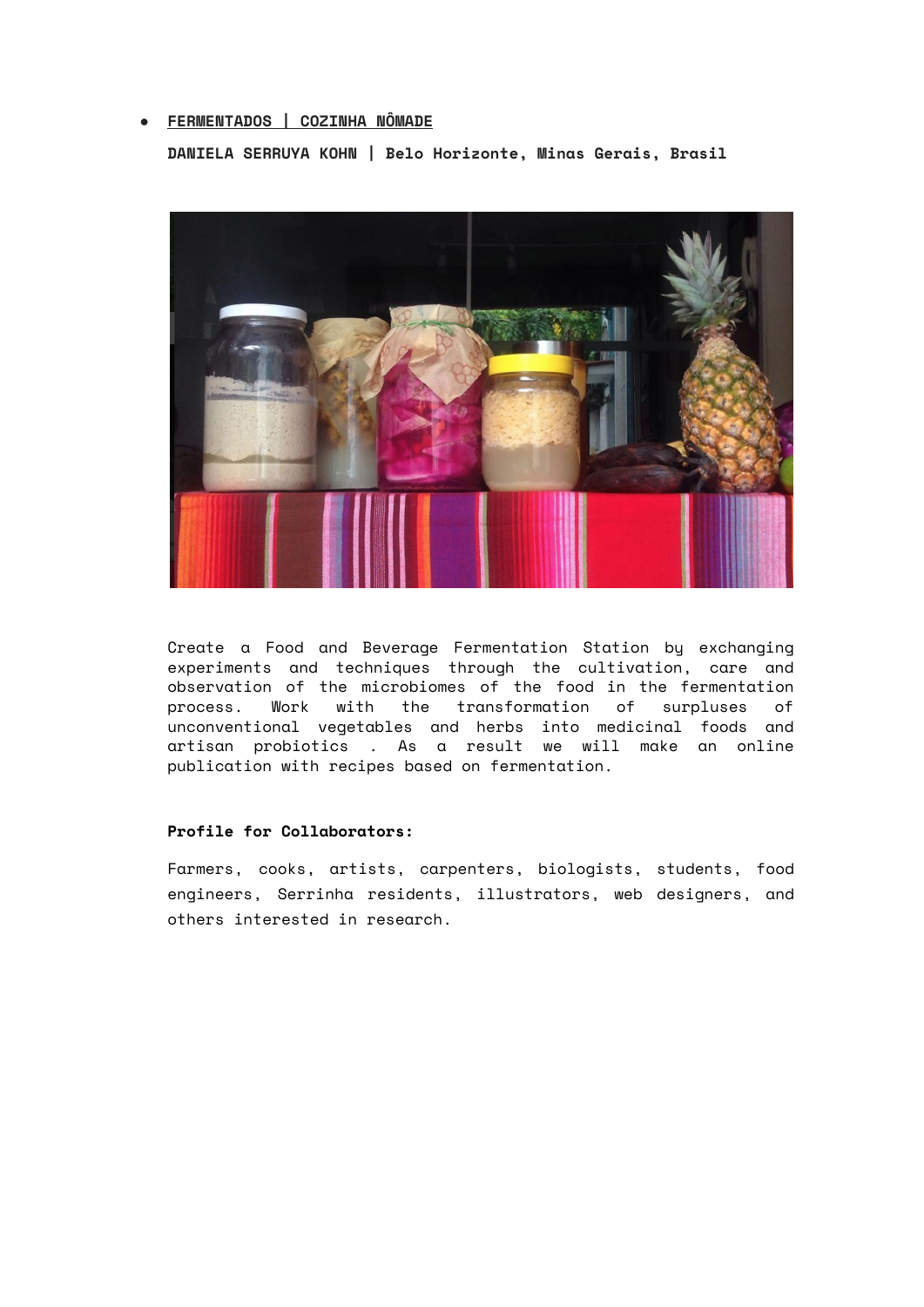- **FERMENTADOS | COZINHA NÔMADE**

  **DANIELA SERRUYA KOHN | Belo Horizonte, Minas Gerais, Brasil**

Create a Food and Beverage Fermentation Station by exchanging experiments and techniques through the cultivation, care and observation of the microbiomes of the food in the fermentation process. Work with the transformation of surpluses of unconventional vegetables and herbs into medicinal foods and artisan probiotics . As a result we will make an online publication with recipes based on fermentation.

**Profile for Collaborators:**

Farmers, cooks, artists, carpenters, biologists, students, food engineers, Serrinha residents, illustrators, web designers, and others interested in research.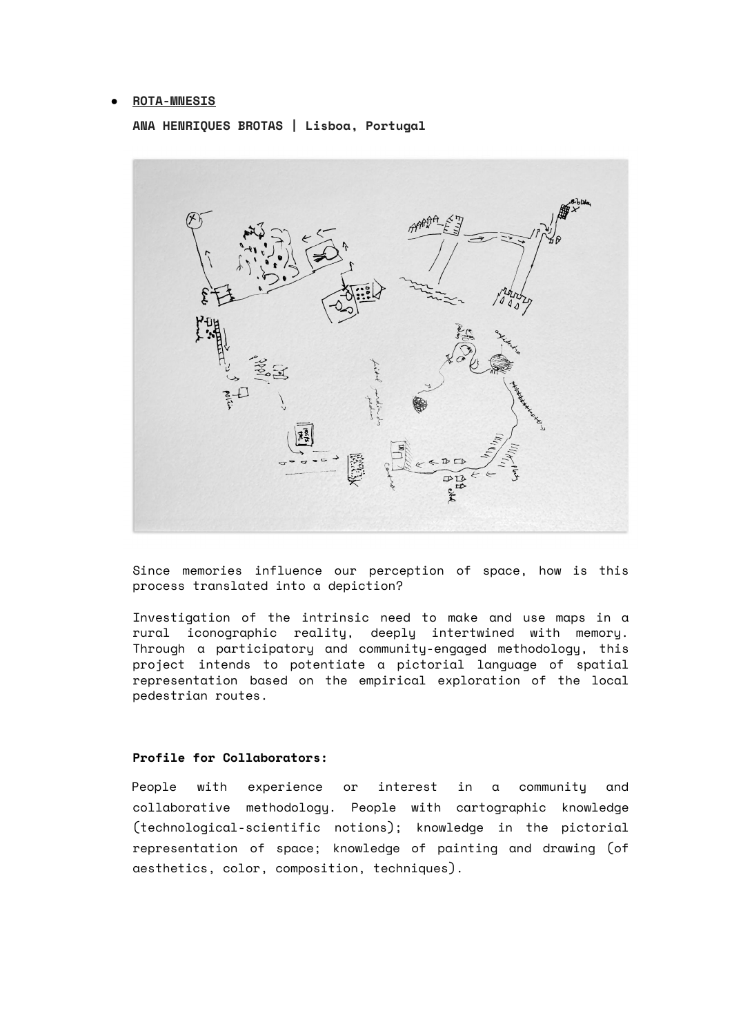- **ROTA-MNESIS**

  **ANA HENRIQUES BROTAS | Lisboa, Portugal**

Since memories influence our perception of space, how is this process translated into a depiction?

Investigation of the intrinsic need to make and use maps in a rural iconographic reality, deeply intertwined with memory. Through a participatory and community-engaged methodology, this project intends to potentiate a pictorial language of spatial representation based on the empirical exploration of the local pedestrian routes.

**Profile for Collaborators:**

People with experience or interest in a community and collaborative methodology. People with cartographic knowledge (technological-scientific notions); knowledge in the pictorial representation of space; knowledge of painting and drawing (of aesthetics, color, composition, techniques).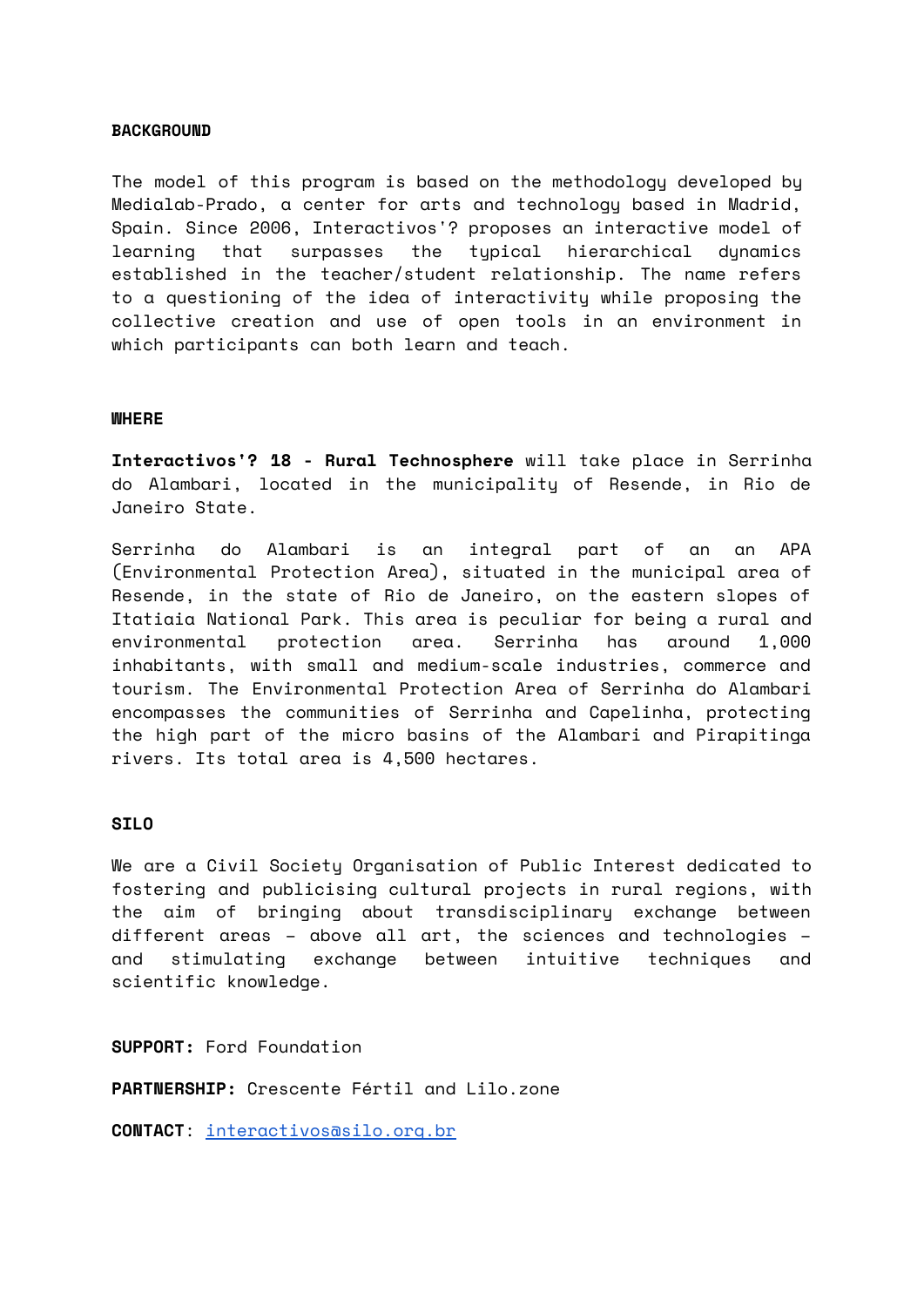**BACKGROUND**

The model of this program is based on the methodology developed by Medialab-Prado, a center for arts and technology based in Madrid, Spain. Since 2006, Interactivos'? proposes an interactive model of learning that surpasses the typical hierarchical dynamics established in the teacher/student relationship. The name refers to a questioning of the idea of interactivity while proposing the collective creation and use of open tools in an environment in which participants can both learn and teach.

**WHERE**

**Interactivos'? 18 - Rural Technosphere** will take place in Serrinha do Alambari, located in the municipality of Resende, in Rio de Janeiro State.

Serrinha do Alambari is an integral part of an an APA (Environmental Protection Area), situated in the municipal area of Resende, in the state of Rio de Janeiro, on the eastern slopes of Itatiaia National Park. This area is peculiar for being a rural and environmental protection area. Serrinha has around 1,000 inhabitants, with small and medium-scale industries, commerce and tourism. The Environmental Protection Area of Serrinha do Alambari encompasses the communities of Serrinha and Capelinha, protecting the high part of the micro basins of the Alambari and Pirapitinga rivers. Its total area is 4,500 hectares.

**SILO**

We are a Civil Society Organisation of Public Interest dedicated to fostering and publicising cultural projects in rural regions, with the aim of bringing about transdisciplinary exchange between different areas - above all art, the sciences and technologies - and stimulating exchange between intuitive techniques and scientific knowledge.

**SUPPORT:** Ford Foundation

**PARTNERSHIP:** Crescente Fértil and Lilo.zone

**CONTACT**: interactivos@silo.org.br